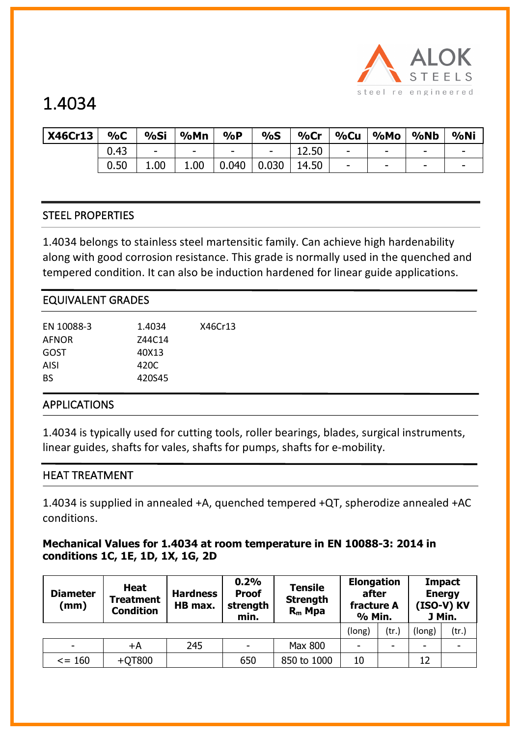# 1.4034

| X46Cr13 | %C | %Si | %Mn | %P | %S | %Cr | %Cu | %Mo | %Nb | %Ni |
|---|---|---|---|---|---|---|---|---|---|---|
| | 0.43 | - | - | - | - | 12.50 | - | - | - | - |
| | 0.50 | 1.00 | 1.00 | 0.040 | 0.030 | 14.50 | - | - | - | - |

## STEEL PROPERTIES

1.4034 belongs to stainless steel martensitic family. Can achieve high hardenability along with good corrosion resistance. This grade is normally used in the quenched and tempered condition. It can also be induction hardened for linear guide applications.

## EQUIVALENT GRADES

| | | |
|---|---|---|
| EN 10088-3 | 1.4034 | X46Cr13 |
| AFNOR | Z44C14 | |
| GOST | 40X13 | |
| AISI | 420C | |
| BS | 420S45 | |

## APPLICATIONS

1.4034 is typically used for cutting tools, roller bearings, blades, surgical instruments, linear guides, shafts for vales, shafts for pumps, shafts for e-mobility.

## HEAT TREATMENT

1.4034 is supplied in annealed +A, quenched tempered +QT, spherodize annealed +AC conditions.

**Mechanical Values for 1.4034 at room temperature in EN 10088-3: 2014 in conditions 1C, 1E, 1D, 1X, 1G, 2D**

| Diameter (mm) | Heat Treatment Condition | Hardness HB max. | 0.2% Proof strength min. | Tensile Strength $R_m$ Mpa | Elongation after fracture A % Min. | | Impact Energy (ISO-V) KV J Min. | |
|---|---|---|---|---|---|---|---|---|
| | | | | | (long) | (tr.) | (long) | (tr.) |
| - | +A | 245 | - | Max 800 | - | - | - | - |
| <= 160 | +QT800 | | 650 | 850 to 1000 | 10 | | 12 | |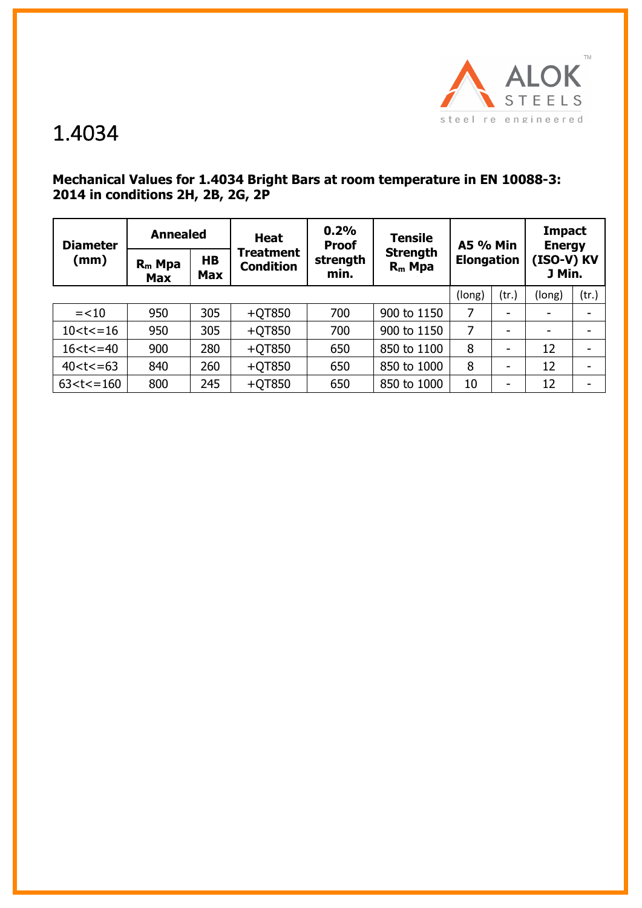# 1.4034

**Mechanical Values for 1.4034 Bright Bars at room temperature in EN 10088-3: 2014 in conditions 2H, 2B, 2G, 2P**

| Diameter (mm) | Annealed | | Heat Treatment Condition | 0.2% Proof strength min. | Tensile Strength $R_m$ Mpa | A5 % Min Elongation | | Impact Energy (ISO-V) KV J Min. | |
|---|---|---|---|---|---|---|---|---|---|
| | $R_m$ Mpa Max | HB Max | | | | (long) | (tr.) | (long) | (tr.) |
| =<10 | 950 | 305 | +QT850 | 700 | 900 to 1150 | 7 | - | - | - |
| 10<t<=16 | 950 | 305 | +QT850 | 700 | 900 to 1150 | 7 | - | - | - |
| 16<t<=40 | 900 | 280 | +QT850 | 650 | 850 to 1100 | 8 | - | 12 | - |
| 40<t<=63 | 840 | 260 | +QT850 | 650 | 850 to 1000 | 8 | - | 12 | - |
| 63<t<=160 | 800 | 245 | +QT850 | 650 | 850 to 1000 | 10 | - | 12 | - |